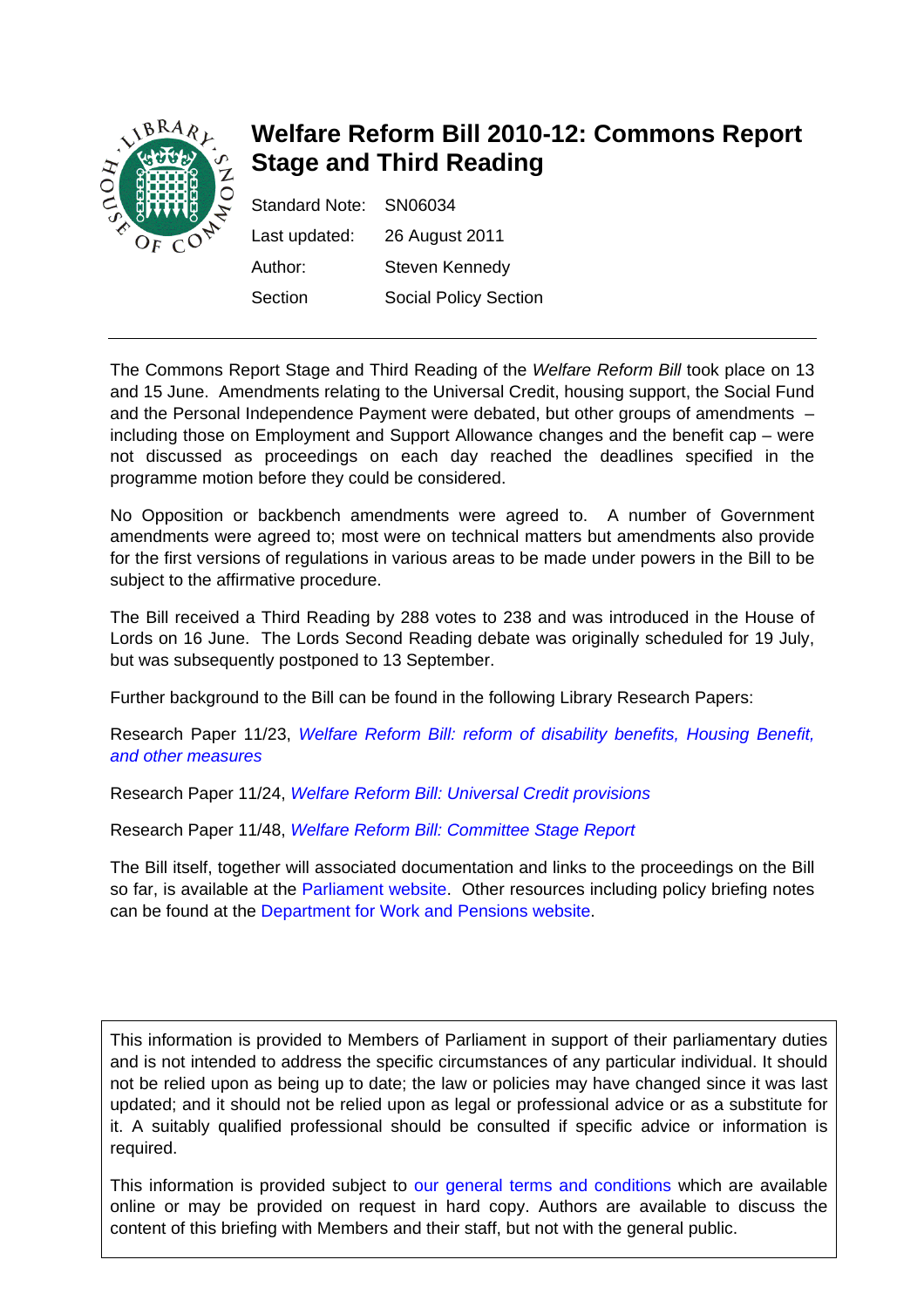# Welfare Reform Bill 2010-12: Commons Report Stage and Third Reading

| | |
|---|---|
| Standard Note: | SN06034 |
| Last updated: | 26 August 2011 |
| Author: | Steven Kennedy |
| Section | Social Policy Section |

The Commons Report Stage and Third Reading of the *Welfare Reform Bill* took place on 13 and 15 June. Amendments relating to the Universal Credit, housing support, the Social Fund and the Personal Independence Payment were debated, but other groups of amendments – including those on Employment and Support Allowance changes and the benefit cap – were not discussed as proceedings on each day reached the deadlines specified in the programme motion before they could be considered.

No Opposition or backbench amendments were agreed to. A number of Government amendments were agreed to; most were on technical matters but amendments also provide for the first versions of regulations in various areas to be made under powers in the Bill to be subject to the affirmative procedure.

The Bill received a Third Reading by 288 votes to 238 and was introduced in the House of Lords on 16 June. The Lords Second Reading debate was originally scheduled for 19 July, but was subsequently postponed to 13 September.

Further background to the Bill can be found in the following Library Research Papers:

Research Paper 11/23, *Welfare Reform Bill: reform of disability benefits, Housing Benefit, and other measures*

Research Paper 11/24, *Welfare Reform Bill: Universal Credit provisions*

Research Paper 11/48, *Welfare Reform Bill: Committee Stage Report*

The Bill itself, together will associated documentation and links to the proceedings on the Bill so far, is available at the Parliament website. Other resources including policy briefing notes can be found at the Department for Work and Pensions website.

This information is provided to Members of Parliament in support of their parliamentary duties and is not intended to address the specific circumstances of any particular individual. It should not be relied upon as being up to date; the law or policies may have changed since it was last updated; and it should not be relied upon as legal or professional advice or as a substitute for it. A suitably qualified professional should be consulted if specific advice or information is required.

This information is provided subject to our general terms and conditions which are available online or may be provided on request in hard copy. Authors are available to discuss the content of this briefing with Members and their staff, but not with the general public.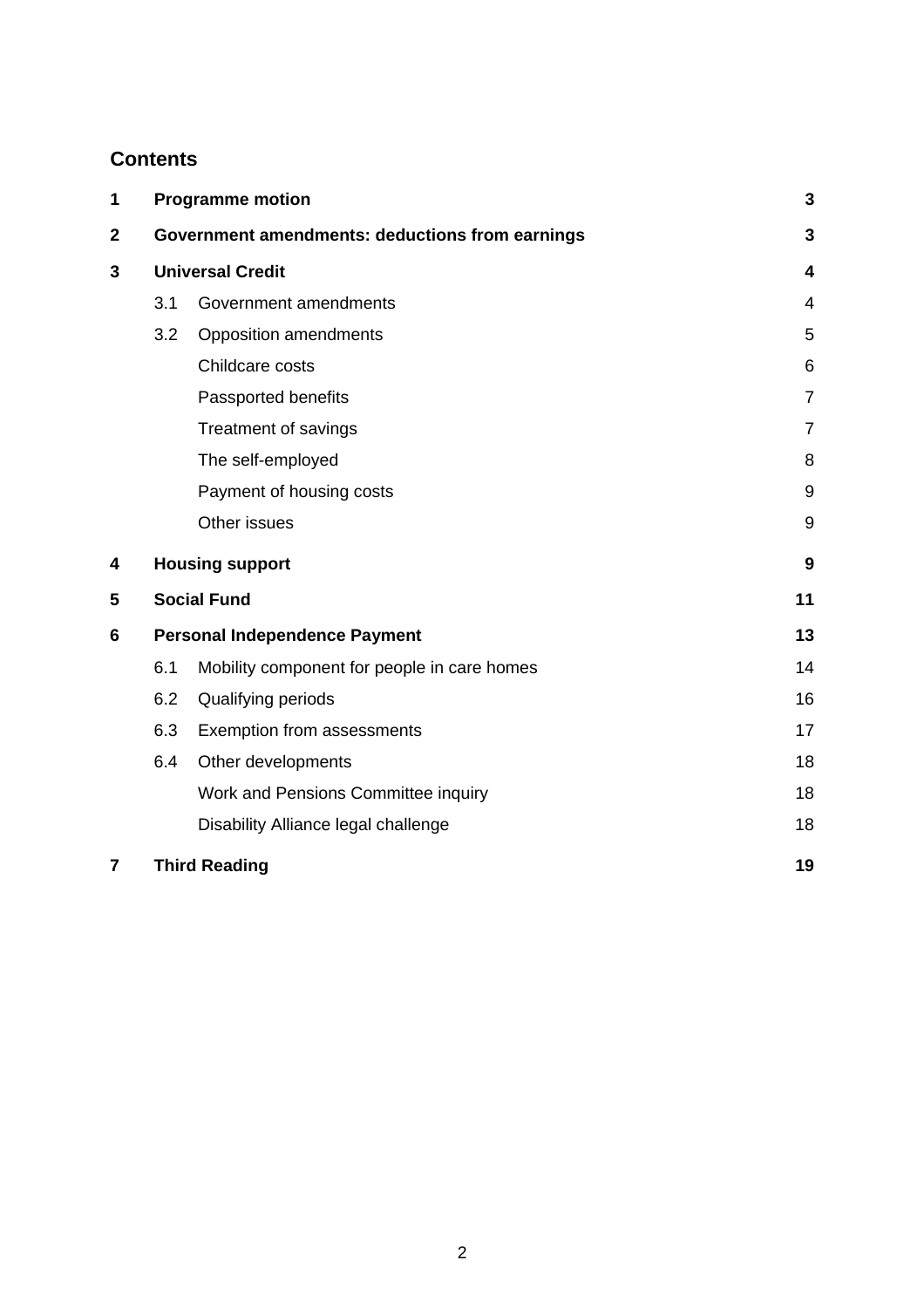## Contents

| | | | |
|---|---|---|---|
| **1** | **Programme motion** | | **3** |
| **2** | **Government amendments: deductions from earnings** | | **3** |
| **3** | **Universal Credit** | | **4** |
| | 3.1 | Government amendments | 4 |
| | 3.2 | Opposition amendments | 5 |
| | | Childcare costs | 6 |
| | | Passported benefits | 7 |
| | | Treatment of savings | 7 |
| | | The self-employed | 8 |
| | | Payment of housing costs | 9 |
| | | Other issues | 9 |
| **4** | **Housing support** | | **9** |
| **5** | **Social Fund** | | **11** |
| **6** | **Personal Independence Payment** | | **13** |
| | 6.1 | Mobility component for people in care homes | 14 |
| | 6.2 | Qualifying periods | 16 |
| | 6.3 | Exemption from assessments | 17 |
| | 6.4 | Other developments | 18 |
| | | Work and Pensions Committee inquiry | 18 |
| | | Disability Alliance legal challenge | 18 |
| **7** | **Third Reading** | | **19** |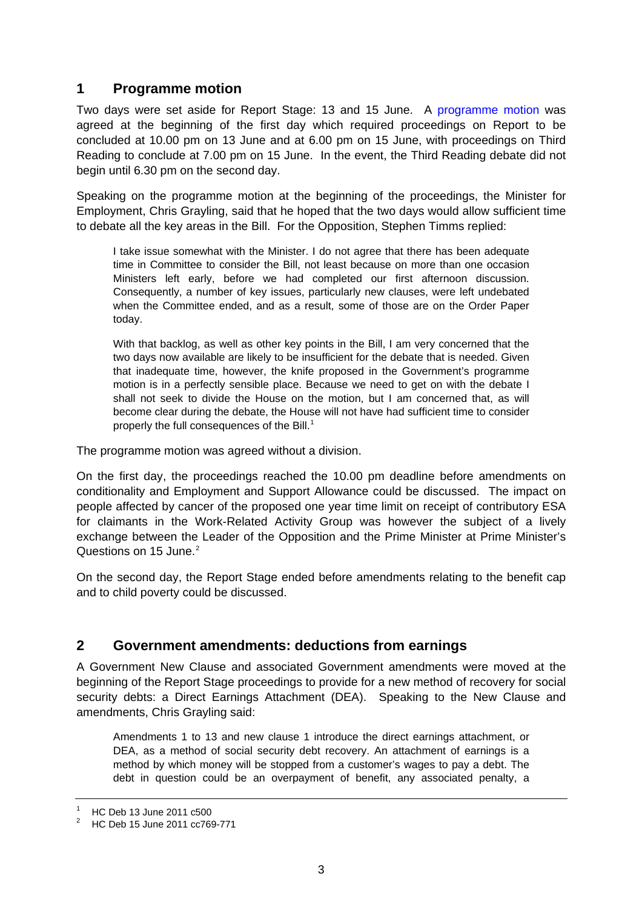## 1 Programme motion

Two days were set aside for Report Stage: 13 and 15 June. A programme motion was agreed at the beginning of the first day which required proceedings on Report to be concluded at 10.00 pm on 13 June and at 6.00 pm on 15 June, with proceedings on Third Reading to conclude at 7.00 pm on 15 June. In the event, the Third Reading debate did not begin until 6.30 pm on the second day.

Speaking on the programme motion at the beginning of the proceedings, the Minister for Employment, Chris Grayling, said that he hoped that the two days would allow sufficient time to debate all the key areas in the Bill. For the Opposition, Stephen Timms replied:

> I take issue somewhat with the Minister. I do not agree that there has been adequate time in Committee to consider the Bill, not least because on more than one occasion Ministers left early, before we had completed our first afternoon discussion. Consequently, a number of key issues, particularly new clauses, were left undebated when the Committee ended, and as a result, some of those are on the Order Paper today.
>
> With that backlog, as well as other key points in the Bill, I am very concerned that the two days now available are likely to be insufficient for the debate that is needed. Given that inadequate time, however, the knife proposed in the Government's programme motion is in a perfectly sensible place. Because we need to get on with the debate I shall not seek to divide the House on the motion, but I am concerned that, as will become clear during the debate, the House will not have had sufficient time to consider properly the full consequences of the Bill.[1]

The programme motion was agreed without a division.

On the first day, the proceedings reached the 10.00 pm deadline before amendments on conditionality and Employment and Support Allowance could be discussed. The impact on people affected by cancer of the proposed one year time limit on receipt of contributory ESA for claimants in the Work-Related Activity Group was however the subject of a lively exchange between the Leader of the Opposition and the Prime Minister at Prime Minister's Questions on 15 June.[2]

On the second day, the Report Stage ended before amendments relating to the benefit cap and to child poverty could be discussed.

## 2 Government amendments: deductions from earnings

A Government New Clause and associated Government amendments were moved at the beginning of the Report Stage proceedings to provide for a new method of recovery for social security debts: a Direct Earnings Attachment (DEA). Speaking to the New Clause and amendments, Chris Grayling said:

> Amendments 1 to 13 and new clause 1 introduce the direct earnings attachment, or DEA, as a method of social security debt recovery. An attachment of earnings is a method by which money will be stopped from a customer's wages to pay a debt. The debt in question could be an overpayment of benefit, any associated penalty, a

---

[1] HC Deb 13 June 2011 c500

[2] HC Deb 15 June 2011 cc769-771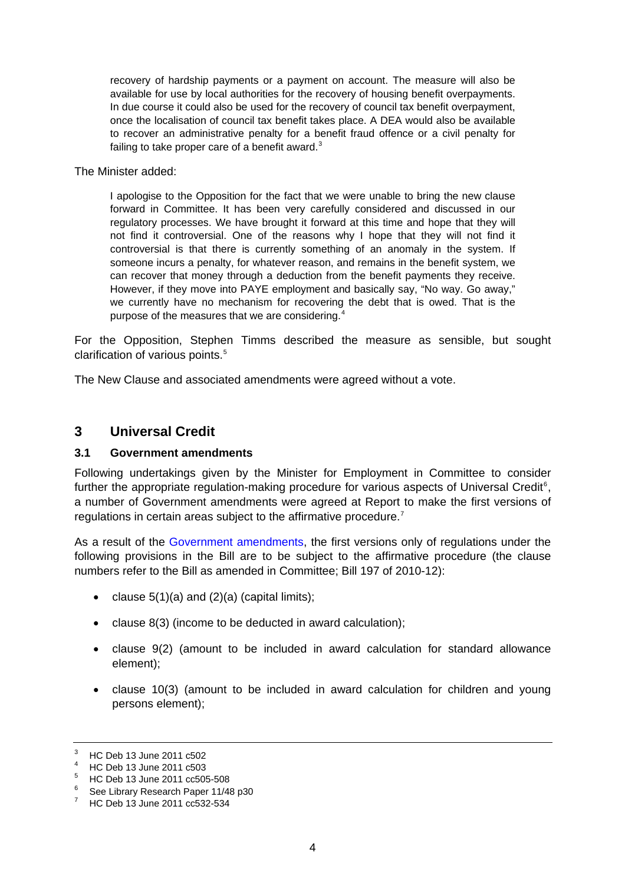> recovery of hardship payments or a payment on account. The measure will also be available for use by local authorities for the recovery of housing benefit overpayments. In due course it could also be used for the recovery of council tax benefit overpayment, once the localisation of council tax benefit takes place. A DEA would also be available to recover an administrative penalty for a benefit fraud offence or a civil penalty for failing to take proper care of a benefit award.[3]

The Minister added:

> I apologise to the Opposition for the fact that we were unable to bring the new clause forward in Committee. It has been very carefully considered and discussed in our regulatory processes. We have brought it forward at this time and hope that they will not find it controversial. One of the reasons why I hope that they will not find it controversial is that there is currently something of an anomaly in the system. If someone incurs a penalty, for whatever reason, and remains in the benefit system, we can recover that money through a deduction from the benefit payments they receive. However, if they move into PAYE employment and basically say, "No way. Go away," we currently have no mechanism for recovering the debt that is owed. That is the purpose of the measures that we are considering.[4]

For the Opposition, Stephen Timms described the measure as sensible, but sought clarification of various points.[5]

The New Clause and associated amendments were agreed without a vote.

## 3 Universal Credit

### 3.1 Government amendments

Following undertakings given by the Minister for Employment in Committee to consider further the appropriate regulation-making procedure for various aspects of Universal Credit[6], a number of Government amendments were agreed at Report to make the first versions of regulations in certain areas subject to the affirmative procedure.[7]

As a result of the Government amendments, the first versions only of regulations under the following provisions in the Bill are to be subject to the affirmative procedure (the clause numbers refer to the Bill as amended in Committee; Bill 197 of 2010-12):

- clause 5(1)(a) and (2)(a) (capital limits);
- clause 8(3) (income to be deducted in award calculation);
- clause 9(2) (amount to be included in award calculation for standard allowance element);
- clause 10(3) (amount to be included in award calculation for children and young persons element);

---

[3] HC Deb 13 June 2011 c502

[4] HC Deb 13 June 2011 c503

[5] HC Deb 13 June 2011 cc505-508

[6] See Library Research Paper 11/48 p30

[7] HC Deb 13 June 2011 cc532-534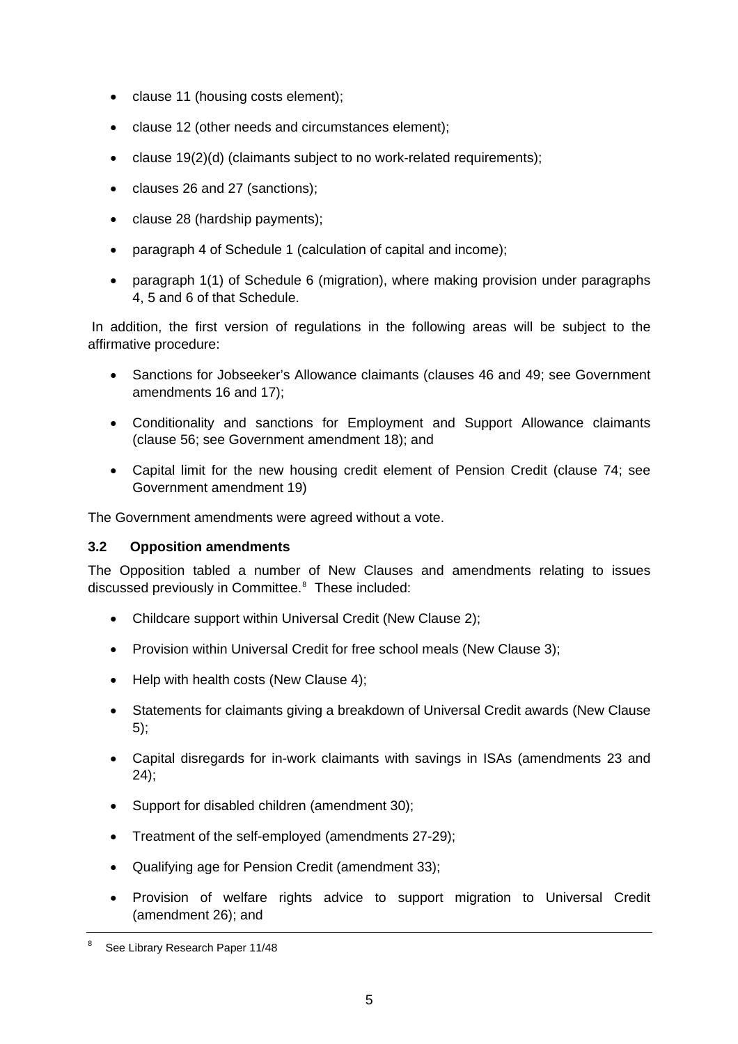- clause 11 (housing costs element);
- clause 12 (other needs and circumstances element);
- clause 19(2)(d) (claimants subject to no work-related requirements);
- clauses 26 and 27 (sanctions);
- clause 28 (hardship payments);
- paragraph 4 of Schedule 1 (calculation of capital and income);
- paragraph 1(1) of Schedule 6 (migration), where making provision under paragraphs 4, 5 and 6 of that Schedule.

In addition, the first version of regulations in the following areas will be subject to the affirmative procedure:

- Sanctions for Jobseeker's Allowance claimants (clauses 46 and 49; see Government amendments 16 and 17);
- Conditionality and sanctions for Employment and Support Allowance claimants (clause 56; see Government amendment 18); and
- Capital limit for the new housing credit element of Pension Credit (clause 74; see Government amendment 19)

The Government amendments were agreed without a vote.

### 3.2 Opposition amendments

The Opposition tabled a number of New Clauses and amendments relating to issues discussed previously in Committee.[8] These included:

- Childcare support within Universal Credit (New Clause 2);
- Provision within Universal Credit for free school meals (New Clause 3);
- Help with health costs (New Clause 4);
- Statements for claimants giving a breakdown of Universal Credit awards (New Clause 5);
- Capital disregards for in-work claimants with savings in ISAs (amendments 23 and 24);
- Support for disabled children (amendment 30);
- Treatment of the self-employed (amendments 27-29);
- Qualifying age for Pension Credit (amendment 33);
- Provision of welfare rights advice to support migration to Universal Credit (amendment 26); and

[8] See Library Research Paper 11/48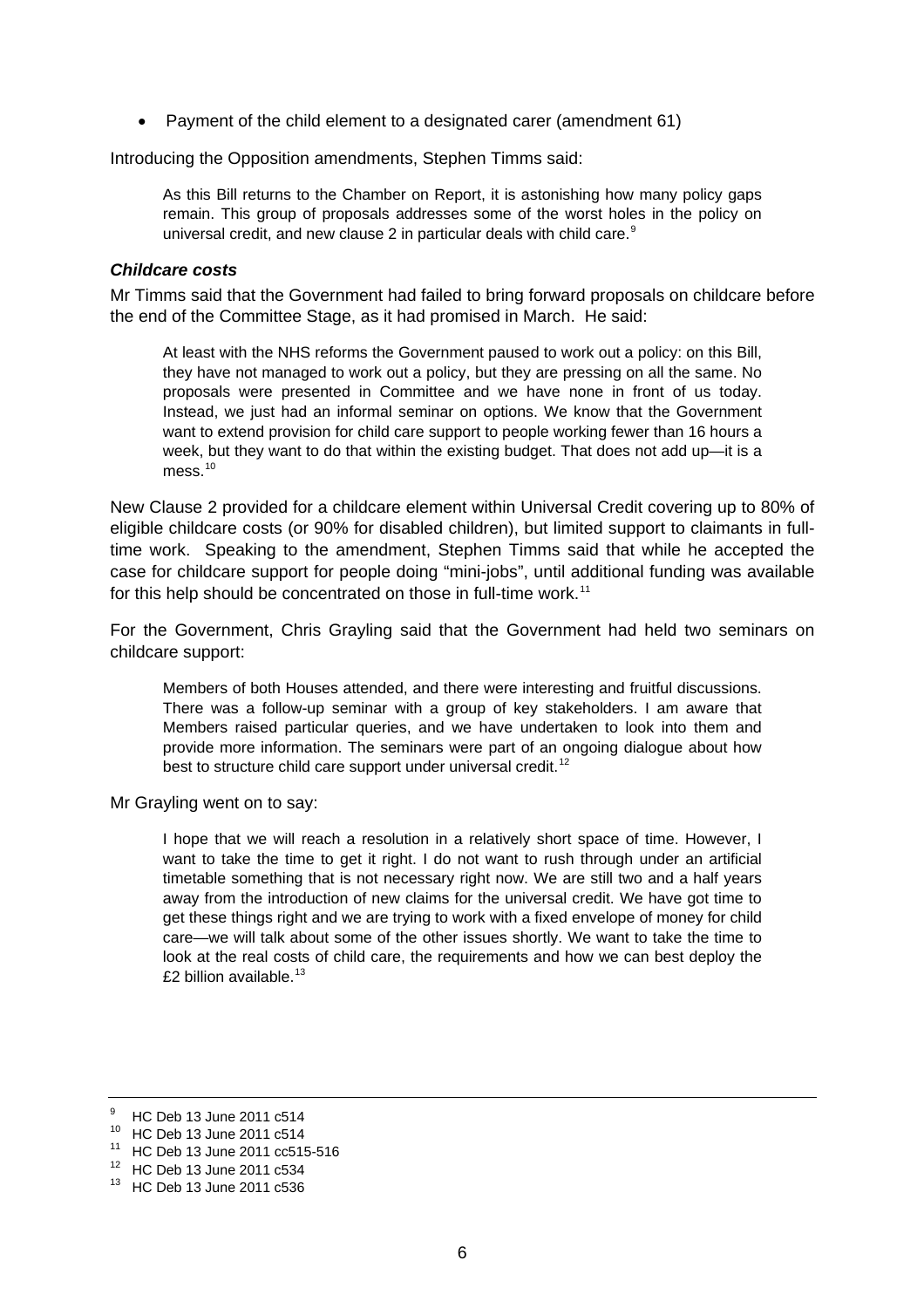- Payment of the child element to a designated carer (amendment 61)

Introducing the Opposition amendments, Stephen Timms said:

> As this Bill returns to the Chamber on Report, it is astonishing how many policy gaps remain. This group of proposals addresses some of the worst holes in the policy on universal credit, and new clause 2 in particular deals with child care.[9]

### *Childcare costs*

Mr Timms said that the Government had failed to bring forward proposals on childcare before the end of the Committee Stage, as it had promised in March. He said:

> At least with the NHS reforms the Government paused to work out a policy: on this Bill, they have not managed to work out a policy, but they are pressing on all the same. No proposals were presented in Committee and we have none in front of us today. Instead, we just had an informal seminar on options. We know that the Government want to extend provision for child care support to people working fewer than 16 hours a week, but they want to do that within the existing budget. That does not add up—it is a mess.[10]

New Clause 2 provided for a childcare element within Universal Credit covering up to 80% of eligible childcare costs (or 90% for disabled children), but limited support to claimants in full-time work. Speaking to the amendment, Stephen Timms said that while he accepted the case for childcare support for people doing "mini-jobs", until additional funding was available for this help should be concentrated on those in full-time work.[11]

For the Government, Chris Grayling said that the Government had held two seminars on childcare support:

> Members of both Houses attended, and there were interesting and fruitful discussions. There was a follow-up seminar with a group of key stakeholders. I am aware that Members raised particular queries, and we have undertaken to look into them and provide more information. The seminars were part of an ongoing dialogue about how best to structure child care support under universal credit.[12]

Mr Grayling went on to say:

> I hope that we will reach a resolution in a relatively short space of time. However, I want to take the time to get it right. I do not want to rush through under an artificial timetable something that is not necessary right now. We are still two and a half years away from the introduction of new claims for the universal credit. We have got time to get these things right and we are trying to work with a fixed envelope of money for child care—we will talk about some of the other issues shortly. We want to take the time to look at the real costs of child care, the requirements and how we can best deploy the £2 billion available.[13]

---

[9] HC Deb 13 June 2011 c514

[10] HC Deb 13 June 2011 c514

[11] HC Deb 13 June 2011 cc515-516

[12] HC Deb 13 June 2011 c534

[13] HC Deb 13 June 2011 c536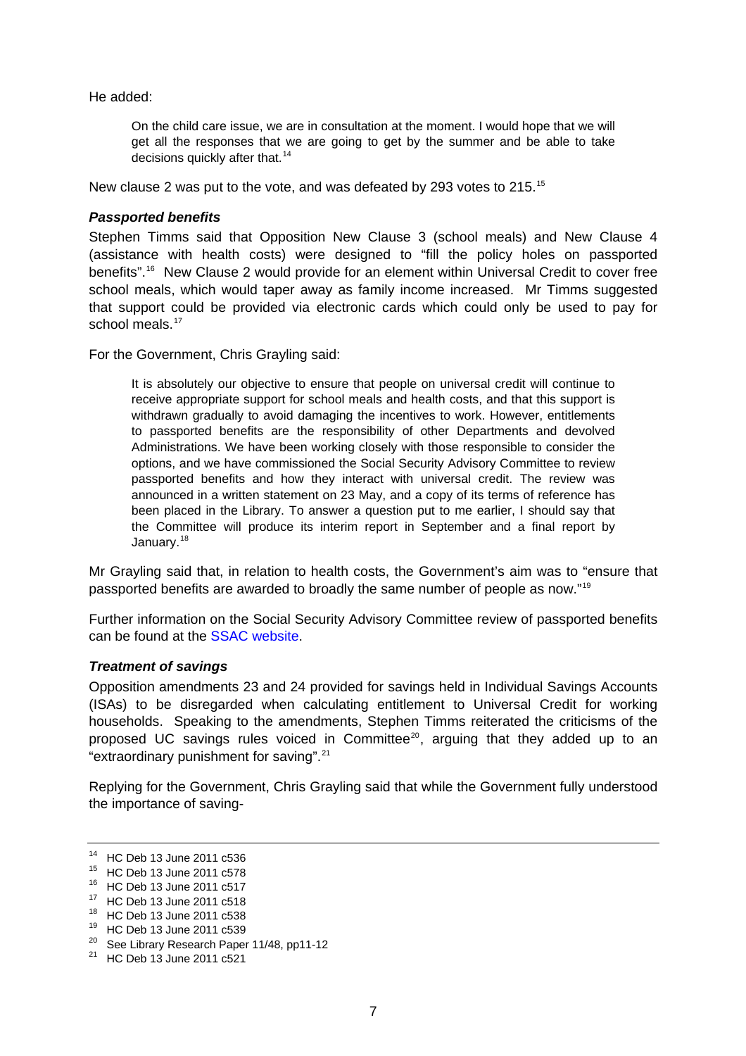He added:

> On the child care issue, we are in consultation at the moment. I would hope that we will get all the responses that we are going to get by the summer and be able to take decisions quickly after that.[14]

New clause 2 was put to the vote, and was defeated by 293 votes to 215.[15]

### *Passported benefits*

Stephen Timms said that Opposition New Clause 3 (school meals) and New Clause 4 (assistance with health costs) were designed to "fill the policy holes on passported benefits".[16] New Clause 2 would provide for an element within Universal Credit to cover free school meals, which would taper away as family income increased. Mr Timms suggested that support could be provided via electronic cards which could only be used to pay for school meals.[17]

For the Government, Chris Grayling said:

> It is absolutely our objective to ensure that people on universal credit will continue to receive appropriate support for school meals and health costs, and that this support is withdrawn gradually to avoid damaging the incentives to work. However, entitlements to passported benefits are the responsibility of other Departments and devolved Administrations. We have been working closely with those responsible to consider the options, and we have commissioned the Social Security Advisory Committee to review passported benefits and how they interact with universal credit. The review was announced in a written statement on 23 May, and a copy of its terms of reference has been placed in the Library. To answer a question put to me earlier, I should say that the Committee will produce its interim report in September and a final report by January.[18]

Mr Grayling said that, in relation to health costs, the Government's aim was to "ensure that passported benefits are awarded to broadly the same number of people as now."[19]

Further information on the Social Security Advisory Committee review of passported benefits can be found at the SSAC website.

### *Treatment of savings*

Opposition amendments 23 and 24 provided for savings held in Individual Savings Accounts (ISAs) to be disregarded when calculating entitlement to Universal Credit for working households. Speaking to the amendments, Stephen Timms reiterated the criticisms of the proposed UC savings rules voiced in Committee[20], arguing that they added up to an "extraordinary punishment for saving".[21]

Replying for the Government, Chris Grayling said that while the Government fully understood the importance of saving-

---

[14] HC Deb 13 June 2011 c536

[15] HC Deb 13 June 2011 c578

[16] HC Deb 13 June 2011 c517

[17] HC Deb 13 June 2011 c518

[18] HC Deb 13 June 2011 c538

[19] HC Deb 13 June 2011 c539

[20] See Library Research Paper 11/48, pp11-12

[21] HC Deb 13 June 2011 c521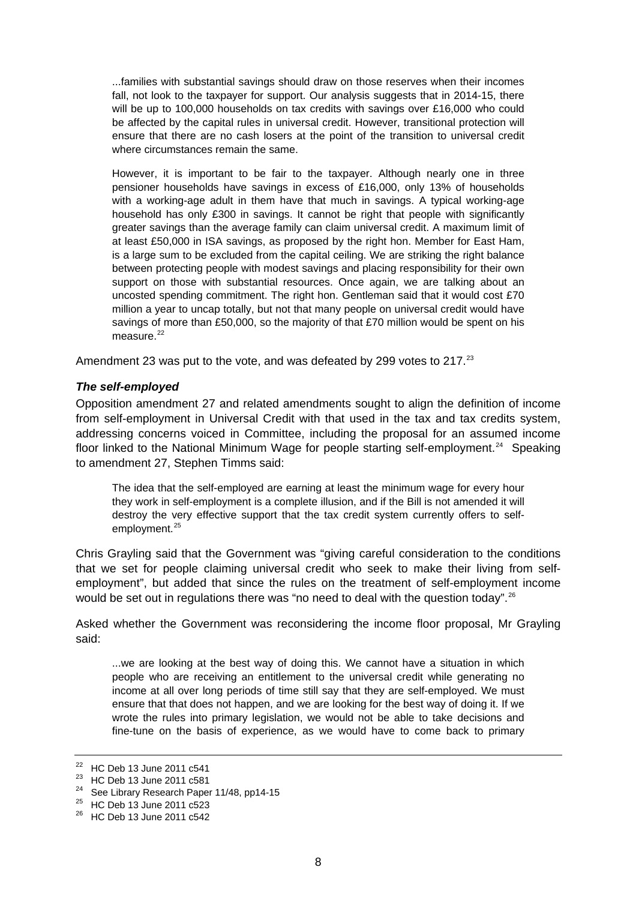> ...families with substantial savings should draw on those reserves when their incomes fall, not look to the taxpayer for support. Our analysis suggests that in 2014-15, there will be up to 100,000 households on tax credits with savings over £16,000 who could be affected by the capital rules in universal credit. However, transitional protection will ensure that there are no cash losers at the point of the transition to universal credit where circumstances remain the same.
>
> However, it is important to be fair to the taxpayer. Although nearly one in three pensioner households have savings in excess of £16,000, only 13% of households with a working-age adult in them have that much in savings. A typical working-age household has only £300 in savings. It cannot be right that people with significantly greater savings than the average family can claim universal credit. A maximum limit of at least £50,000 in ISA savings, as proposed by the right hon. Member for East Ham, is a large sum to be excluded from the capital ceiling. We are striking the right balance between protecting people with modest savings and placing responsibility for their own support on those with substantial resources. Once again, we are talking about an uncosted spending commitment. The right hon. Gentleman said that it would cost £70 million a year to uncap totally, but not that many people on universal credit would have savings of more than £50,000, so the majority of that £70 million would be spent on his measure.[22]

Amendment 23 was put to the vote, and was defeated by 299 votes to 217.[23]

### *The self-employed*

Opposition amendment 27 and related amendments sought to align the definition of income from self-employment in Universal Credit with that used in the tax and tax credits system, addressing concerns voiced in Committee, including the proposal for an assumed income floor linked to the National Minimum Wage for people starting self-employment.[24] Speaking to amendment 27, Stephen Timms said:

> The idea that the self-employed are earning at least the minimum wage for every hour they work in self-employment is a complete illusion, and if the Bill is not amended it will destroy the very effective support that the tax credit system currently offers to self-employment.[25]

Chris Grayling said that the Government was "giving careful consideration to the conditions that we set for people claiming universal credit who seek to make their living from self-employment", but added that since the rules on the treatment of self-employment income would be set out in regulations there was "no need to deal with the question today".[26]

Asked whether the Government was reconsidering the income floor proposal, Mr Grayling said:

> ...we are looking at the best way of doing this. We cannot have a situation in which people who are receiving an entitlement to the universal credit while generating no income at all over long periods of time still say that they are self-employed. We must ensure that that does not happen, and we are looking for the best way of doing it. If we wrote the rules into primary legislation, we would not be able to take decisions and fine-tune on the basis of experience, as we would have to come back to primary

---

[22] HC Deb 13 June 2011 c541

[23] HC Deb 13 June 2011 c581

[24] See Library Research Paper 11/48, pp14-15

[25] HC Deb 13 June 2011 c523

[26] HC Deb 13 June 2011 c542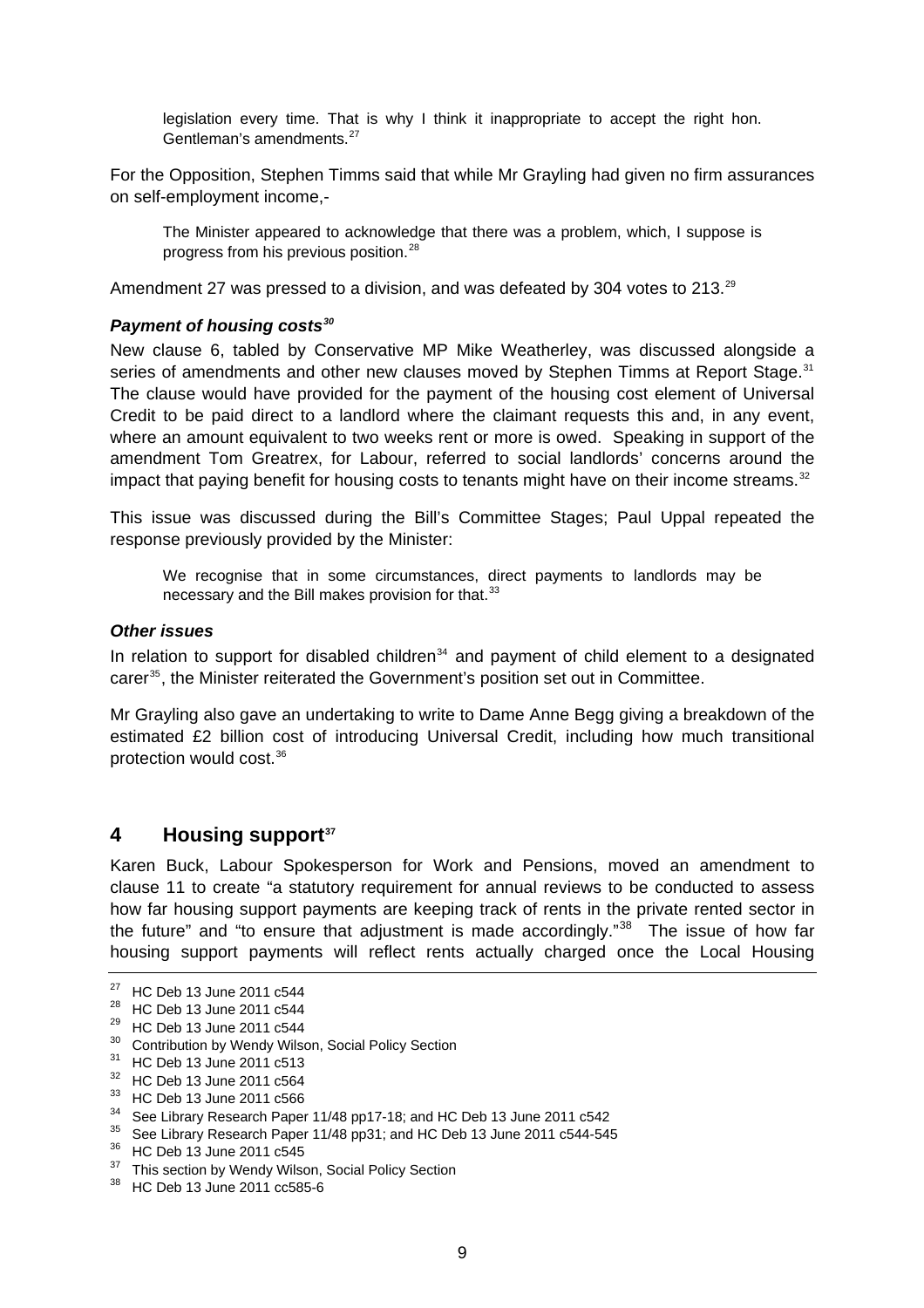> legislation every time. That is why I think it inappropriate to accept the right hon. Gentleman's amendments.[27]

For the Opposition, Stephen Timms said that while Mr Grayling had given no firm assurances on self-employment income,-

> The Minister appeared to acknowledge that there was a problem, which, I suppose is progress from his previous position.[28]

Amendment 27 was pressed to a division, and was defeated by 304 votes to 213.[29]

#### *Payment of housing costs*[30]

New clause 6, tabled by Conservative MP Mike Weatherley, was discussed alongside a series of amendments and other new clauses moved by Stephen Timms at Report Stage.[31] The clause would have provided for the payment of the housing cost element of Universal Credit to be paid direct to a landlord where the claimant requests this and, in any event, where an amount equivalent to two weeks rent or more is owed. Speaking in support of the amendment Tom Greatrex, for Labour, referred to social landlords' concerns around the impact that paying benefit for housing costs to tenants might have on their income streams.[32]

This issue was discussed during the Bill's Committee Stages; Paul Uppal repeated the response previously provided by the Minister:

> We recognise that in some circumstances, direct payments to landlords may be necessary and the Bill makes provision for that.[33]

#### *Other issues*

In relation to support for disabled children[34] and payment of child element to a designated carer[35], the Minister reiterated the Government's position set out in Committee.

Mr Grayling also gave an undertaking to write to Dame Anne Begg giving a breakdown of the estimated £2 billion cost of introducing Universal Credit, including how much transitional protection would cost.[36]

## 4 Housing support[37]

Karen Buck, Labour Spokesperson for Work and Pensions, moved an amendment to clause 11 to create "a statutory requirement for annual reviews to be conducted to assess how far housing support payments are keeping track of rents in the private rented sector in the future" and "to ensure that adjustment is made accordingly."[38] The issue of how far housing support payments will reflect rents actually charged once the Local Housing

---

[27] HC Deb 13 June 2011 c544
[28] HC Deb 13 June 2011 c544
[29] HC Deb 13 June 2011 c544
[30] Contribution by Wendy Wilson, Social Policy Section
[31] HC Deb 13 June 2011 c513
[32] HC Deb 13 June 2011 c564
[33] HC Deb 13 June 2011 c566
[34] See Library Research Paper 11/48 pp17-18; and HC Deb 13 June 2011 c542
[35] See Library Research Paper 11/48 pp31; and HC Deb 13 June 2011 c544-545
[36] HC Deb 13 June 2011 c545
[37] This section by Wendy Wilson, Social Policy Section
[38] HC Deb 13 June 2011 cc585-6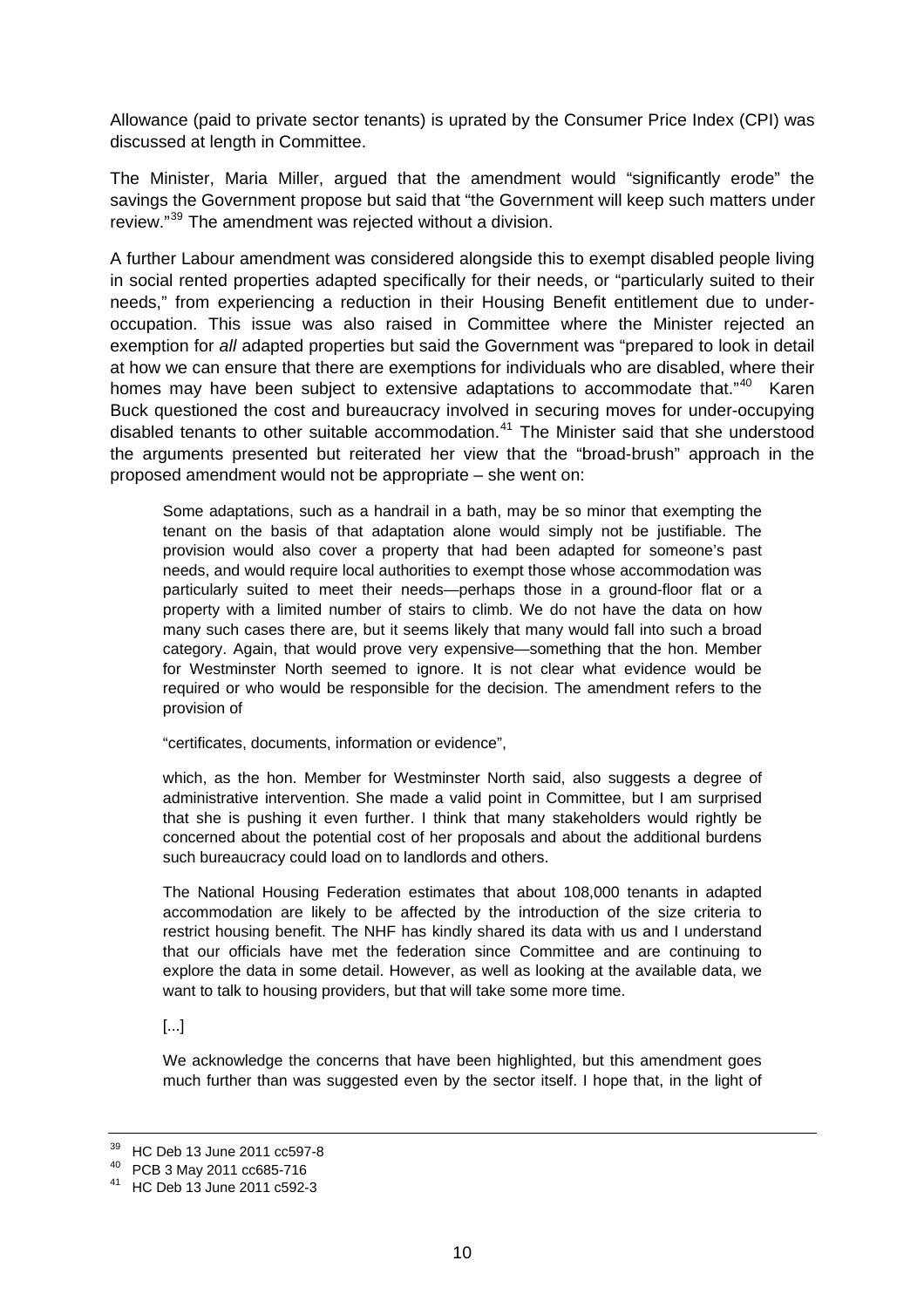Allowance (paid to private sector tenants) is uprated by the Consumer Price Index (CPI) was discussed at length in Committee.

The Minister, Maria Miller, argued that the amendment would "significantly erode" the savings the Government propose but said that "the Government will keep such matters under review."[39] The amendment was rejected without a division.

A further Labour amendment was considered alongside this to exempt disabled people living in social rented properties adapted specifically for their needs, or "particularly suited to their needs," from experiencing a reduction in their Housing Benefit entitlement due to under-occupation. This issue was also raised in Committee where the Minister rejected an exemption for *all* adapted properties but said the Government was "prepared to look in detail at how we can ensure that there are exemptions for individuals who are disabled, where their homes may have been subject to extensive adaptations to accommodate that."[40] Karen Buck questioned the cost and bureaucracy involved in securing moves for under-occupying disabled tenants to other suitable accommodation.[41] The Minister said that she understood the arguments presented but reiterated her view that the "broad-brush" approach in the proposed amendment would not be appropriate – she went on:

> Some adaptations, such as a handrail in a bath, may be so minor that exempting the tenant on the basis of that adaptation alone would simply not be justifiable. The provision would also cover a property that had been adapted for someone's past needs, and would require local authorities to exempt those whose accommodation was particularly suited to meet their needs—perhaps those in a ground-floor flat or a property with a limited number of stairs to climb. We do not have the data on how many such cases there are, but it seems likely that many would fall into such a broad category. Again, that would prove very expensive—something that the hon. Member for Westminster North seemed to ignore. It is not clear what evidence would be required or who would be responsible for the decision. The amendment refers to the provision of
>
> "certificates, documents, information or evidence",
>
> which, as the hon. Member for Westminster North said, also suggests a degree of administrative intervention. She made a valid point in Committee, but I am surprised that she is pushing it even further. I think that many stakeholders would rightly be concerned about the potential cost of her proposals and about the additional burdens such bureaucracy could load on to landlords and others.
>
> The National Housing Federation estimates that about 108,000 tenants in adapted accommodation are likely to be affected by the introduction of the size criteria to restrict housing benefit. The NHF has kindly shared its data with us and I understand that our officials have met the federation since Committee and are continuing to explore the data in some detail. However, as well as looking at the available data, we want to talk to housing providers, but that will take some more time.
>
> [...]
>
> We acknowledge the concerns that have been highlighted, but this amendment goes much further than was suggested even by the sector itself. I hope that, in the light of

---

[39] HC Deb 13 June 2011 cc597-8

[40] PCB 3 May 2011 cc685-716

[41] HC Deb 13 June 2011 c592-3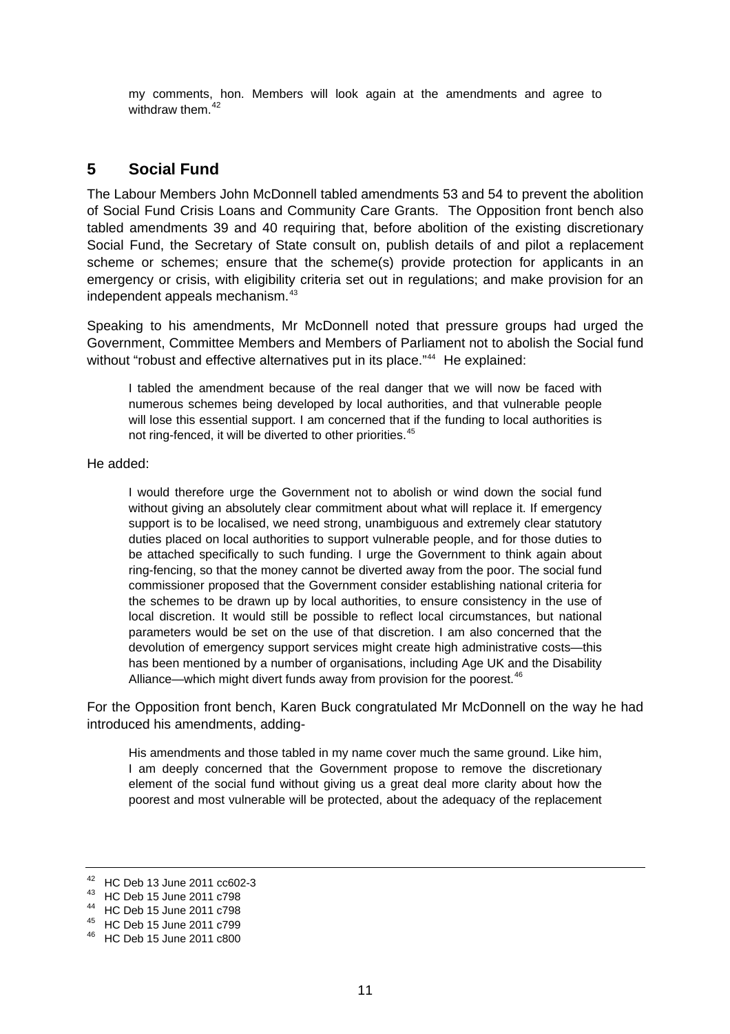my comments, hon. Members will look again at the amendments and agree to withdraw them.[42]

## 5 Social Fund

The Labour Members John McDonnell tabled amendments 53 and 54 to prevent the abolition of Social Fund Crisis Loans and Community Care Grants. The Opposition front bench also tabled amendments 39 and 40 requiring that, before abolition of the existing discretionary Social Fund, the Secretary of State consult on, publish details of and pilot a replacement scheme or schemes; ensure that the scheme(s) provide protection for applicants in an emergency or crisis, with eligibility criteria set out in regulations; and make provision for an independent appeals mechanism.[43]

Speaking to his amendments, Mr McDonnell noted that pressure groups had urged the Government, Committee Members and Members of Parliament not to abolish the Social fund without "robust and effective alternatives put in its place."[44] He explained:

> I tabled the amendment because of the real danger that we will now be faced with numerous schemes being developed by local authorities, and that vulnerable people will lose this essential support. I am concerned that if the funding to local authorities is not ring-fenced, it will be diverted to other priorities.[45]

He added:

> I would therefore urge the Government not to abolish or wind down the social fund without giving an absolutely clear commitment about what will replace it. If emergency support is to be localised, we need strong, unambiguous and extremely clear statutory duties placed on local authorities to support vulnerable people, and for those duties to be attached specifically to such funding. I urge the Government to think again about ring-fencing, so that the money cannot be diverted away from the poor. The social fund commissioner proposed that the Government consider establishing national criteria for the schemes to be drawn up by local authorities, to ensure consistency in the use of local discretion. It would still be possible to reflect local circumstances, but national parameters would be set on the use of that discretion. I am also concerned that the devolution of emergency support services might create high administrative costs—this has been mentioned by a number of organisations, including Age UK and the Disability Alliance—which might divert funds away from provision for the poorest.[46]

For the Opposition front bench, Karen Buck congratulated Mr McDonnell on the way he had introduced his amendments, adding-

> His amendments and those tabled in my name cover much the same ground. Like him, I am deeply concerned that the Government propose to remove the discretionary element of the social fund without giving us a great deal more clarity about how the poorest and most vulnerable will be protected, about the adequacy of the replacement

---

[42] HC Deb 13 June 2011 cc602-3
[43] HC Deb 15 June 2011 c798
[44] HC Deb 15 June 2011 c798
[45] HC Deb 15 June 2011 c799
[46] HC Deb 15 June 2011 c800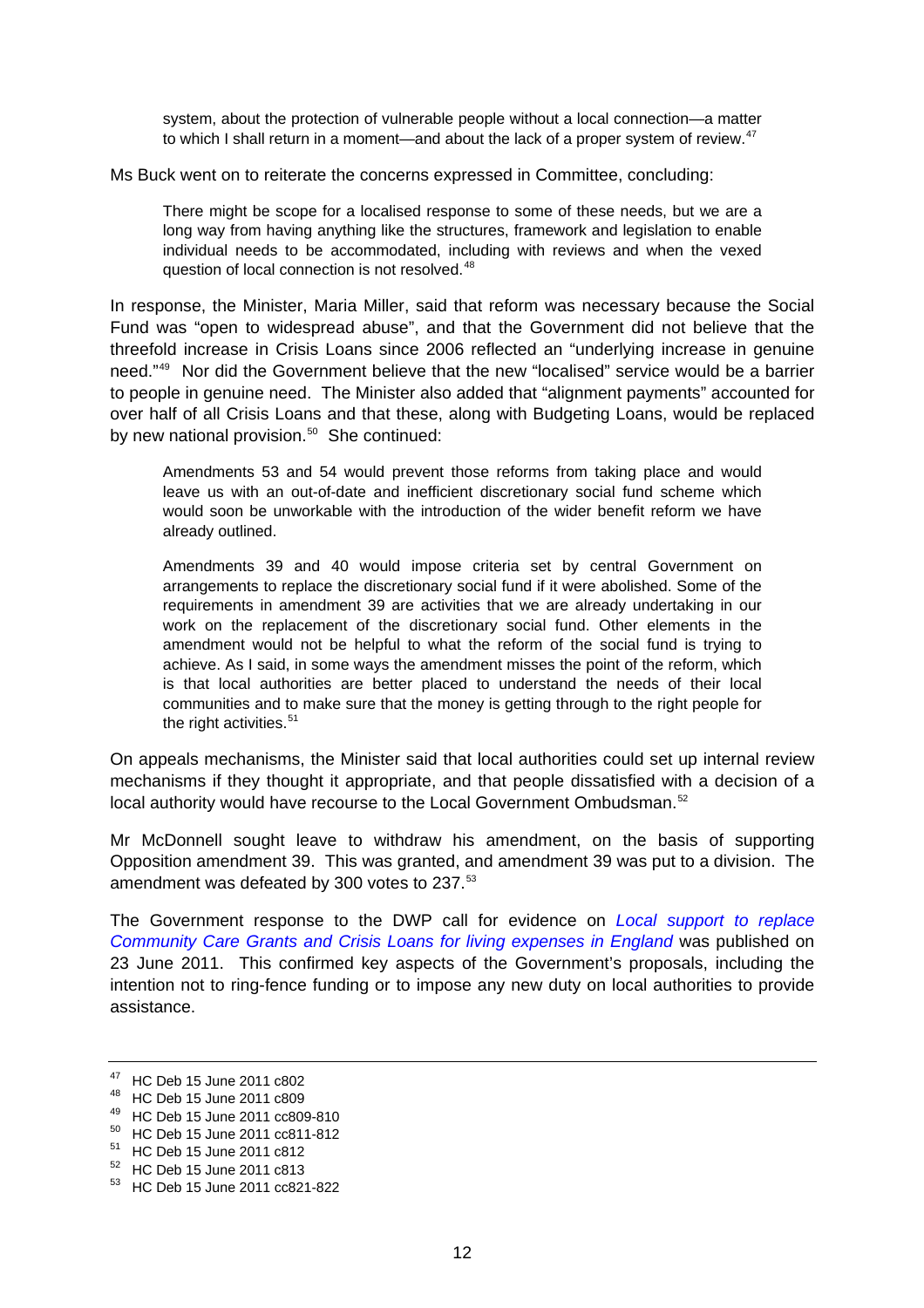> system, about the protection of vulnerable people without a local connection—a matter to which I shall return in a moment—and about the lack of a proper system of review.[47]

Ms Buck went on to reiterate the concerns expressed in Committee, concluding:

> There might be scope for a localised response to some of these needs, but we are a long way from having anything like the structures, framework and legislation to enable individual needs to be accommodated, including with reviews and when the vexed question of local connection is not resolved.[48]

In response, the Minister, Maria Miller, said that reform was necessary because the Social Fund was "open to widespread abuse", and that the Government did not believe that the threefold increase in Crisis Loans since 2006 reflected an "underlying increase in genuine need."[49] Nor did the Government believe that the new "localised" service would be a barrier to people in genuine need. The Minister also added that "alignment payments" accounted for over half of all Crisis Loans and that these, along with Budgeting Loans, would be replaced by new national provision.[50] She continued:

> Amendments 53 and 54 would prevent those reforms from taking place and would leave us with an out-of-date and inefficient discretionary social fund scheme which would soon be unworkable with the introduction of the wider benefit reform we have already outlined.
>
> Amendments 39 and 40 would impose criteria set by central Government on arrangements to replace the discretionary social fund if it were abolished. Some of the requirements in amendment 39 are activities that we are already undertaking in our work on the replacement of the discretionary social fund. Other elements in the amendment would not be helpful to what the reform of the social fund is trying to achieve. As I said, in some ways the amendment misses the point of the reform, which is that local authorities are better placed to understand the needs of their local communities and to make sure that the money is getting through to the right people for the right activities.[51]

On appeals mechanisms, the Minister said that local authorities could set up internal review mechanisms if they thought it appropriate, and that people dissatisfied with a decision of a local authority would have recourse to the Local Government Ombudsman.[52]

Mr McDonnell sought leave to withdraw his amendment, on the basis of supporting Opposition amendment 39. This was granted, and amendment 39 was put to a division. The amendment was defeated by 300 votes to 237.[53]

The Government response to the DWP call for evidence on *Local support to replace Community Care Grants and Crisis Loans for living expenses in England* was published on 23 June 2011. This confirmed key aspects of the Government's proposals, including the intention not to ring-fence funding or to impose any new duty on local authorities to provide assistance.

---

[47] HC Deb 15 June 2011 c802

[48] HC Deb 15 June 2011 c809

[49] HC Deb 15 June 2011 cc809-810

[50] HC Deb 15 June 2011 cc811-812

[51] HC Deb 15 June 2011 c812

[52] HC Deb 15 June 2011 c813

[53] HC Deb 15 June 2011 cc821-822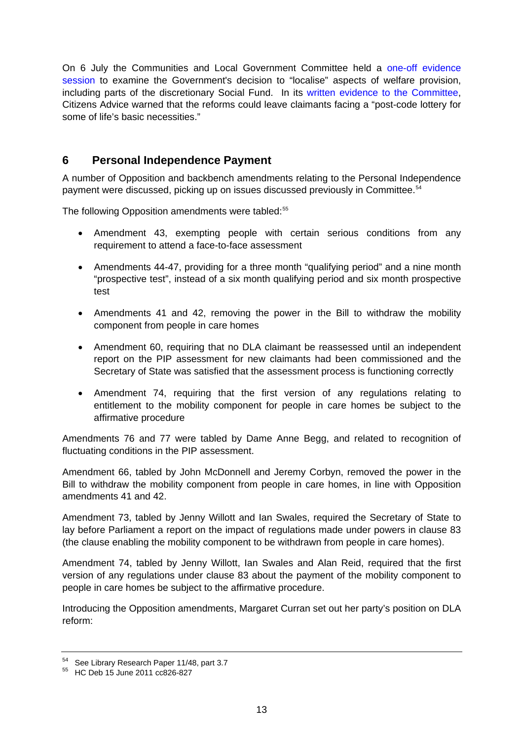On 6 July the Communities and Local Government Committee held a one-off evidence session to examine the Government's decision to "localise" aspects of welfare provision, including parts of the discretionary Social Fund. In its written evidence to the Committee, Citizens Advice warned that the reforms could leave claimants facing a "post-code lottery for some of life's basic necessities."

## 6 Personal Independence Payment

A number of Opposition and backbench amendments relating to the Personal Independence payment were discussed, picking up on issues discussed previously in Committee.[54]

The following Opposition amendments were tabled:[55]

- Amendment 43, exempting people with certain serious conditions from any requirement to attend a face-to-face assessment
- Amendments 44-47, providing for a three month "qualifying period" and a nine month "prospective test", instead of a six month qualifying period and six month prospective test
- Amendments 41 and 42, removing the power in the Bill to withdraw the mobility component from people in care homes
- Amendment 60, requiring that no DLA claimant be reassessed until an independent report on the PIP assessment for new claimants had been commissioned and the Secretary of State was satisfied that the assessment process is functioning correctly
- Amendment 74, requiring that the first version of any regulations relating to entitlement to the mobility component for people in care homes be subject to the affirmative procedure

Amendments 76 and 77 were tabled by Dame Anne Begg, and related to recognition of fluctuating conditions in the PIP assessment.

Amendment 66, tabled by John McDonnell and Jeremy Corbyn, removed the power in the Bill to withdraw the mobility component from people in care homes, in line with Opposition amendments 41 and 42.

Amendment 73, tabled by Jenny Willott and Ian Swales, required the Secretary of State to lay before Parliament a report on the impact of regulations made under powers in clause 83 (the clause enabling the mobility component to be withdrawn from people in care homes).

Amendment 74, tabled by Jenny Willott, Ian Swales and Alan Reid, required that the first version of any regulations under clause 83 about the payment of the mobility component to people in care homes be subject to the affirmative procedure.

Introducing the Opposition amendments, Margaret Curran set out her party's position on DLA reform:

---

[54] See Library Research Paper 11/48, part 3.7

[55] HC Deb 15 June 2011 cc826-827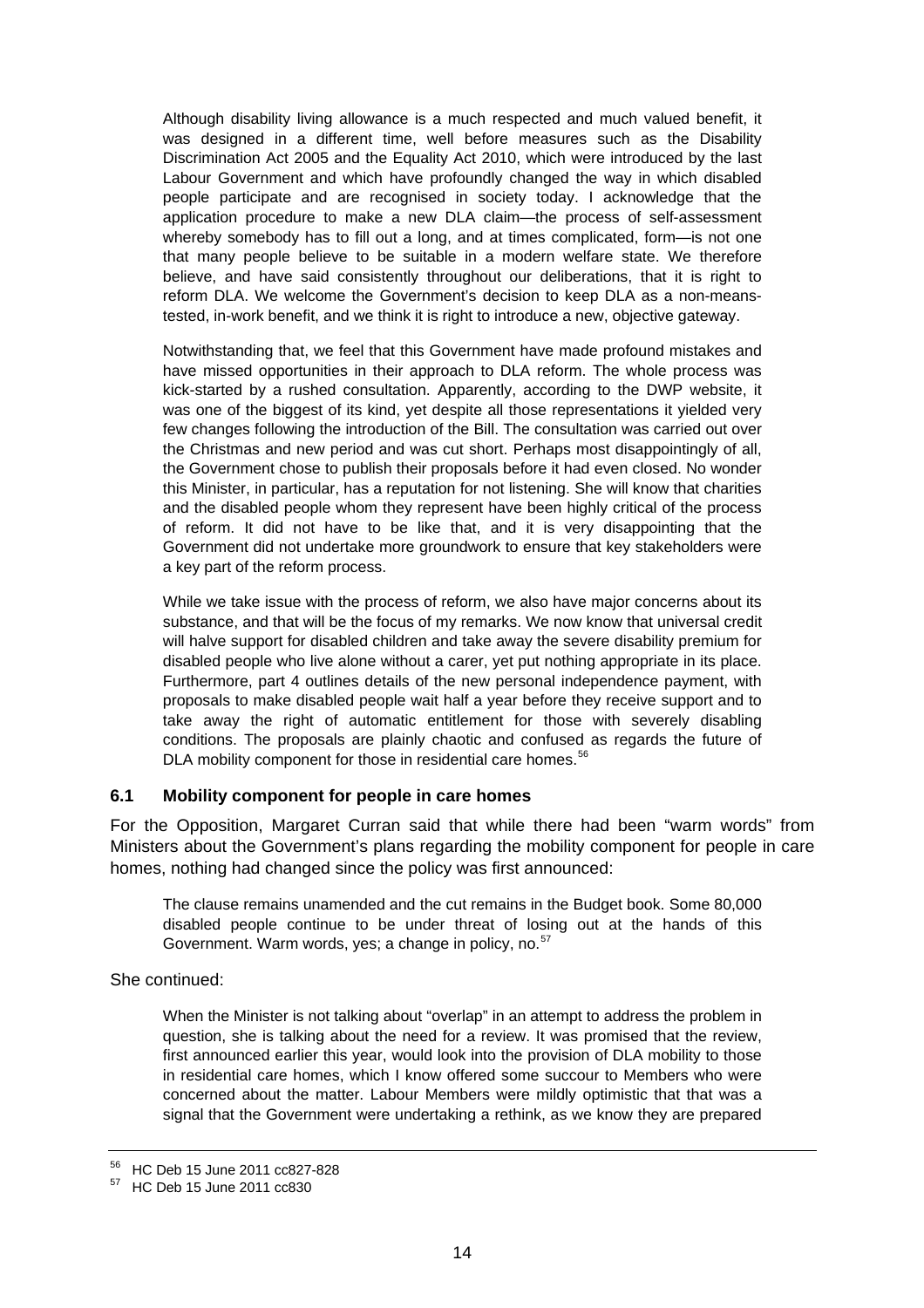> Although disability living allowance is a much respected and much valued benefit, it was designed in a different time, well before measures such as the Disability Discrimination Act 2005 and the Equality Act 2010, which were introduced by the last Labour Government and which have profoundly changed the way in which disabled people participate and are recognised in society today. I acknowledge that the application procedure to make a new DLA claim—the process of self-assessment whereby somebody has to fill out a long, and at times complicated, form—is not one that many people believe to be suitable in a modern welfare state. We therefore believe, and have said consistently throughout our deliberations, that it is right to reform DLA. We welcome the Government's decision to keep DLA as a non-means-tested, in-work benefit, and we think it is right to introduce a new, objective gateway.
>
> Notwithstanding that, we feel that this Government have made profound mistakes and have missed opportunities in their approach to DLA reform. The whole process was kick-started by a rushed consultation. Apparently, according to the DWP website, it was one of the biggest of its kind, yet despite all those representations it yielded very few changes following the introduction of the Bill. The consultation was carried out over the Christmas and new period and was cut short. Perhaps most disappointingly of all, the Government chose to publish their proposals before it had even closed. No wonder this Minister, in particular, has a reputation for not listening. She will know that charities and the disabled people whom they represent have been highly critical of the process of reform. It did not have to be like that, and it is very disappointing that the Government did not undertake more groundwork to ensure that key stakeholders were a key part of the reform process.
>
> While we take issue with the process of reform, we also have major concerns about its substance, and that will be the focus of my remarks. We now know that universal credit will halve support for disabled children and take away the severe disability premium for disabled people who live alone without a carer, yet put nothing appropriate in its place. Furthermore, part 4 outlines details of the new personal independence payment, with proposals to make disabled people wait half a year before they receive support and to take away the right of automatic entitlement for those with severely disabling conditions. The proposals are plainly chaotic and confused as regards the future of DLA mobility component for those in residential care homes.[56]

### 6.1 Mobility component for people in care homes

For the Opposition, Margaret Curran said that while there had been "warm words" from Ministers about the Government's plans regarding the mobility component for people in care homes, nothing had changed since the policy was first announced:

> The clause remains unamended and the cut remains in the Budget book. Some 80,000 disabled people continue to be under threat of losing out at the hands of this Government. Warm words, yes; a change in policy, no.[57]

She continued:

> When the Minister is not talking about "overlap" in an attempt to address the problem in question, she is talking about the need for a review. It was promised that the review, first announced earlier this year, would look into the provision of DLA mobility to those in residential care homes, which I know offered some succour to Members who were concerned about the matter. Labour Members were mildly optimistic that that was a signal that the Government were undertaking a rethink, as we know they are prepared

---

[56] HC Deb 15 June 2011 cc827-828

[57] HC Deb 15 June 2011 cc830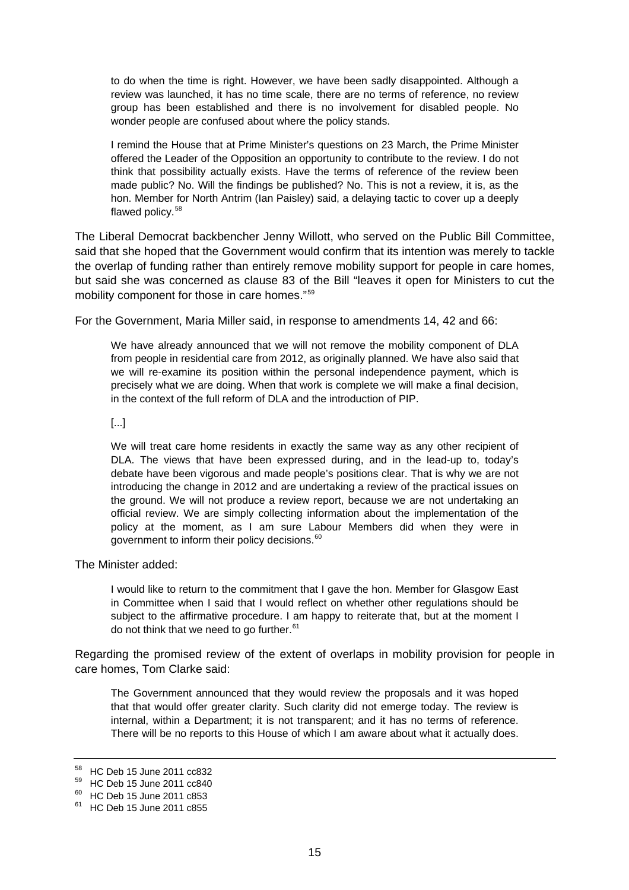> to do when the time is right. However, we have been sadly disappointed. Although a review was launched, it has no time scale, there are no terms of reference, no review group has been established and there is no involvement for disabled people. No wonder people are confused about where the policy stands.
>
> I remind the House that at Prime Minister's questions on 23 March, the Prime Minister offered the Leader of the Opposition an opportunity to contribute to the review. I do not think that possibility actually exists. Have the terms of reference of the review been made public? No. Will the findings be published? No. This is not a review, it is, as the hon. Member for North Antrim (Ian Paisley) said, a delaying tactic to cover up a deeply flawed policy.[58]

The Liberal Democrat backbencher Jenny Willott, who served on the Public Bill Committee, said that she hoped that the Government would confirm that its intention was merely to tackle the overlap of funding rather than entirely remove mobility support for people in care homes, but said she was concerned as clause 83 of the Bill "leaves it open for Ministers to cut the mobility component for those in care homes."[59]

For the Government, Maria Miller said, in response to amendments 14, 42 and 66:

> We have already announced that we will not remove the mobility component of DLA from people in residential care from 2012, as originally planned. We have also said that we will re-examine its position within the personal independence payment, which is precisely what we are doing. When that work is complete we will make a final decision, in the context of the full reform of DLA and the introduction of PIP.
>
> [...]
>
> We will treat care home residents in exactly the same way as any other recipient of DLA. The views that have been expressed during, and in the lead-up to, today's debate have been vigorous and made people's positions clear. That is why we are not introducing the change in 2012 and are undertaking a review of the practical issues on the ground. We will not produce a review report, because we are not undertaking an official review. We are simply collecting information about the implementation of the policy at the moment, as I am sure Labour Members did when they were in government to inform their policy decisions.[60]

The Minister added:

> I would like to return to the commitment that I gave the hon. Member for Glasgow East in Committee when I said that I would reflect on whether other regulations should be subject to the affirmative procedure. I am happy to reiterate that, but at the moment I do not think that we need to go further.[61]

Regarding the promised review of the extent of overlaps in mobility provision for people in care homes, Tom Clarke said:

> The Government announced that they would review the proposals and it was hoped that that would offer greater clarity. Such clarity did not emerge today. The review is internal, within a Department; it is not transparent; and it has no terms of reference. There will be no reports to this House of which I am aware about what it actually does.

---

[58] HC Deb 15 June 2011 cc832

[59] HC Deb 15 June 2011 cc840

[60] HC Deb 15 June 2011 c853

[61] HC Deb 15 June 2011 c855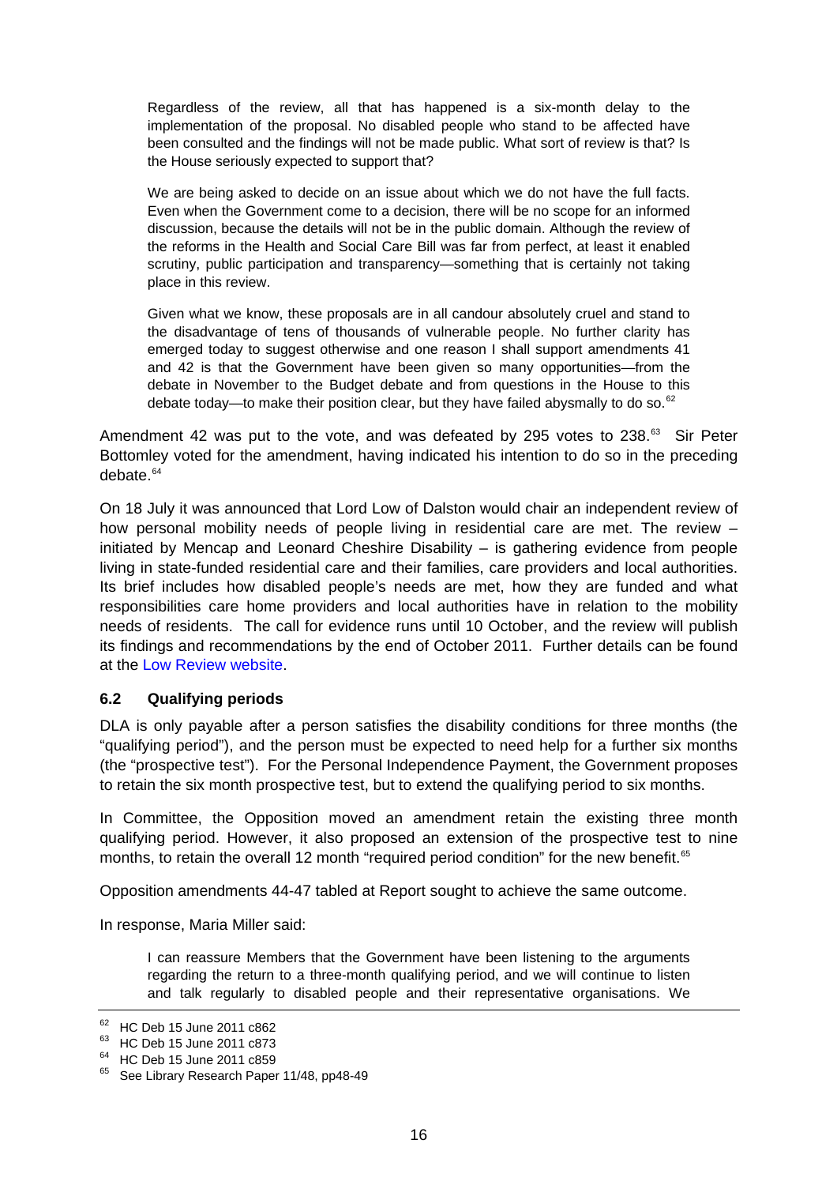> Regardless of the review, all that has happened is a six-month delay to the implementation of the proposal. No disabled people who stand to be affected have been consulted and the findings will not be made public. What sort of review is that? Is the House seriously expected to support that?
>
> We are being asked to decide on an issue about which we do not have the full facts. Even when the Government come to a decision, there will be no scope for an informed discussion, because the details will not be in the public domain. Although the review of the reforms in the Health and Social Care Bill was far from perfect, at least it enabled scrutiny, public participation and transparency—something that is certainly not taking place in this review.
>
> Given what we know, these proposals are in all candour absolutely cruel and stand to the disadvantage of tens of thousands of vulnerable people. No further clarity has emerged today to suggest otherwise and one reason I shall support amendments 41 and 42 is that the Government have been given so many opportunities—from the debate in November to the Budget debate and from questions in the House to this debate today—to make their position clear, but they have failed abysmally to do so.[62]

Amendment 42 was put to the vote, and was defeated by 295 votes to 238.[63] Sir Peter Bottomley voted for the amendment, having indicated his intention to do so in the preceding debate.[64]

On 18 July it was announced that Lord Low of Dalston would chair an independent review of how personal mobility needs of people living in residential care are met. The review – initiated by Mencap and Leonard Cheshire Disability – is gathering evidence from people living in state-funded residential care and their families, care providers and local authorities. Its brief includes how disabled people's needs are met, how they are funded and what responsibilities care home providers and local authorities have in relation to the mobility needs of residents. The call for evidence runs until 10 October, and the review will publish its findings and recommendations by the end of October 2011. Further details can be found at the Low Review website.

### 6.2 Qualifying periods

DLA is only payable after a person satisfies the disability conditions for three months (the "qualifying period"), and the person must be expected to need help for a further six months (the "prospective test"). For the Personal Independence Payment, the Government proposes to retain the six month prospective test, but to extend the qualifying period to six months.

In Committee, the Opposition moved an amendment retain the existing three month qualifying period. However, it also proposed an extension of the prospective test to nine months, to retain the overall 12 month "required period condition" for the new benefit.[65]

Opposition amendments 44-47 tabled at Report sought to achieve the same outcome.

In response, Maria Miller said:

> I can reassure Members that the Government have been listening to the arguments regarding the return to a three-month qualifying period, and we will continue to listen and talk regularly to disabled people and their representative organisations. We

---

[62] HC Deb 15 June 2011 c862

[63] HC Deb 15 June 2011 c873

[64] HC Deb 15 June 2011 c859

[65] See Library Research Paper 11/48, pp48-49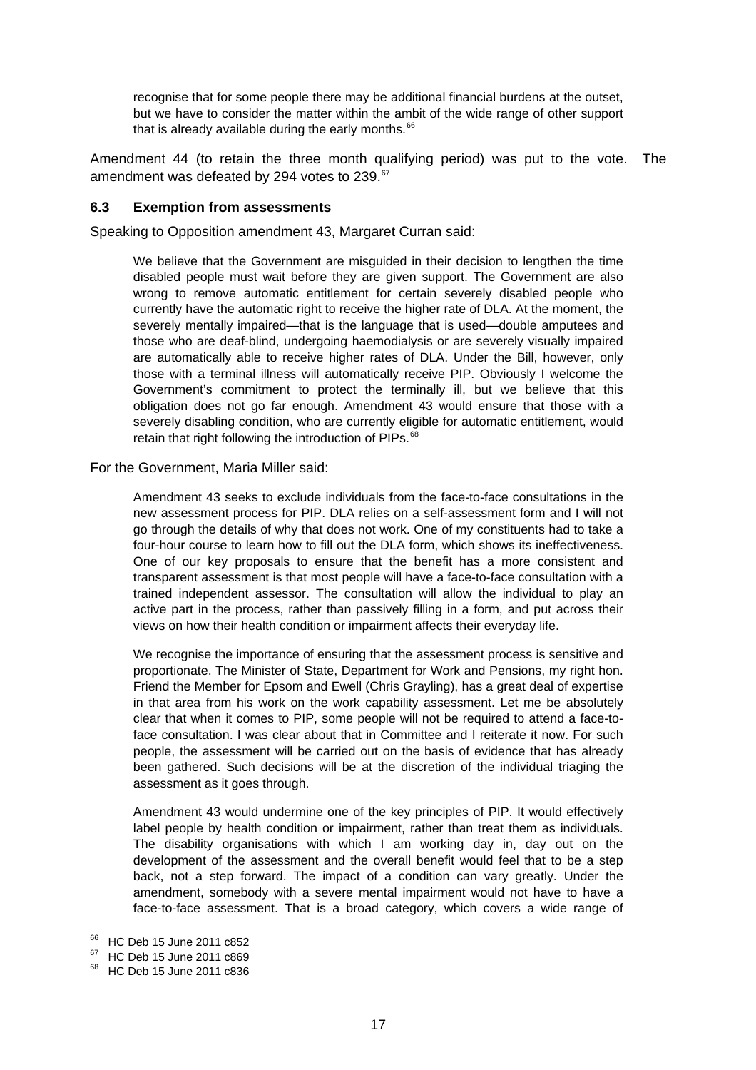> recognise that for some people there may be additional financial burdens at the outset, but we have to consider the matter within the ambit of the wide range of other support that is already available during the early months.[66]

Amendment 44 (to retain the three month qualifying period) was put to the vote. The amendment was defeated by 294 votes to 239.[67]

### 6.3 Exemption from assessments

Speaking to Opposition amendment 43, Margaret Curran said:

> We believe that the Government are misguided in their decision to lengthen the time disabled people must wait before they are given support. The Government are also wrong to remove automatic entitlement for certain severely disabled people who currently have the automatic right to receive the higher rate of DLA. At the moment, the severely mentally impaired—that is the language that is used—double amputees and those who are deaf-blind, undergoing haemodialysis or are severely visually impaired are automatically able to receive higher rates of DLA. Under the Bill, however, only those with a terminal illness will automatically receive PIP. Obviously I welcome the Government's commitment to protect the terminally ill, but we believe that this obligation does not go far enough. Amendment 43 would ensure that those with a severely disabling condition, who are currently eligible for automatic entitlement, would retain that right following the introduction of PIPs.[68]

For the Government, Maria Miller said:

> Amendment 43 seeks to exclude individuals from the face-to-face consultations in the new assessment process for PIP. DLA relies on a self-assessment form and I will not go through the details of why that does not work. One of my constituents had to take a four-hour course to learn how to fill out the DLA form, which shows its ineffectiveness. One of our key proposals to ensure that the benefit has a more consistent and transparent assessment is that most people will have a face-to-face consultation with a trained independent assessor. The consultation will allow the individual to play an active part in the process, rather than passively filling in a form, and put across their views on how their health condition or impairment affects their everyday life.
>
> We recognise the importance of ensuring that the assessment process is sensitive and proportionate. The Minister of State, Department for Work and Pensions, my right hon. Friend the Member for Epsom and Ewell (Chris Grayling), has a great deal of expertise in that area from his work on the work capability assessment. Let me be absolutely clear that when it comes to PIP, some people will not be required to attend a face-to-face consultation. I was clear about that in Committee and I reiterate it now. For such people, the assessment will be carried out on the basis of evidence that has already been gathered. Such decisions will be at the discretion of the individual triaging the assessment as it goes through.
>
> Amendment 43 would undermine one of the key principles of PIP. It would effectively label people by health condition or impairment, rather than treat them as individuals. The disability organisations with which I am working day in, day out on the development of the assessment and the overall benefit would feel that to be a step back, not a step forward. The impact of a condition can vary greatly. Under the amendment, somebody with a severe mental impairment would not have to have a face-to-face assessment. That is a broad category, which covers a wide range of

---

[66] HC Deb 15 June 2011 c852

[67] HC Deb 15 June 2011 c869

[68] HC Deb 15 June 2011 c836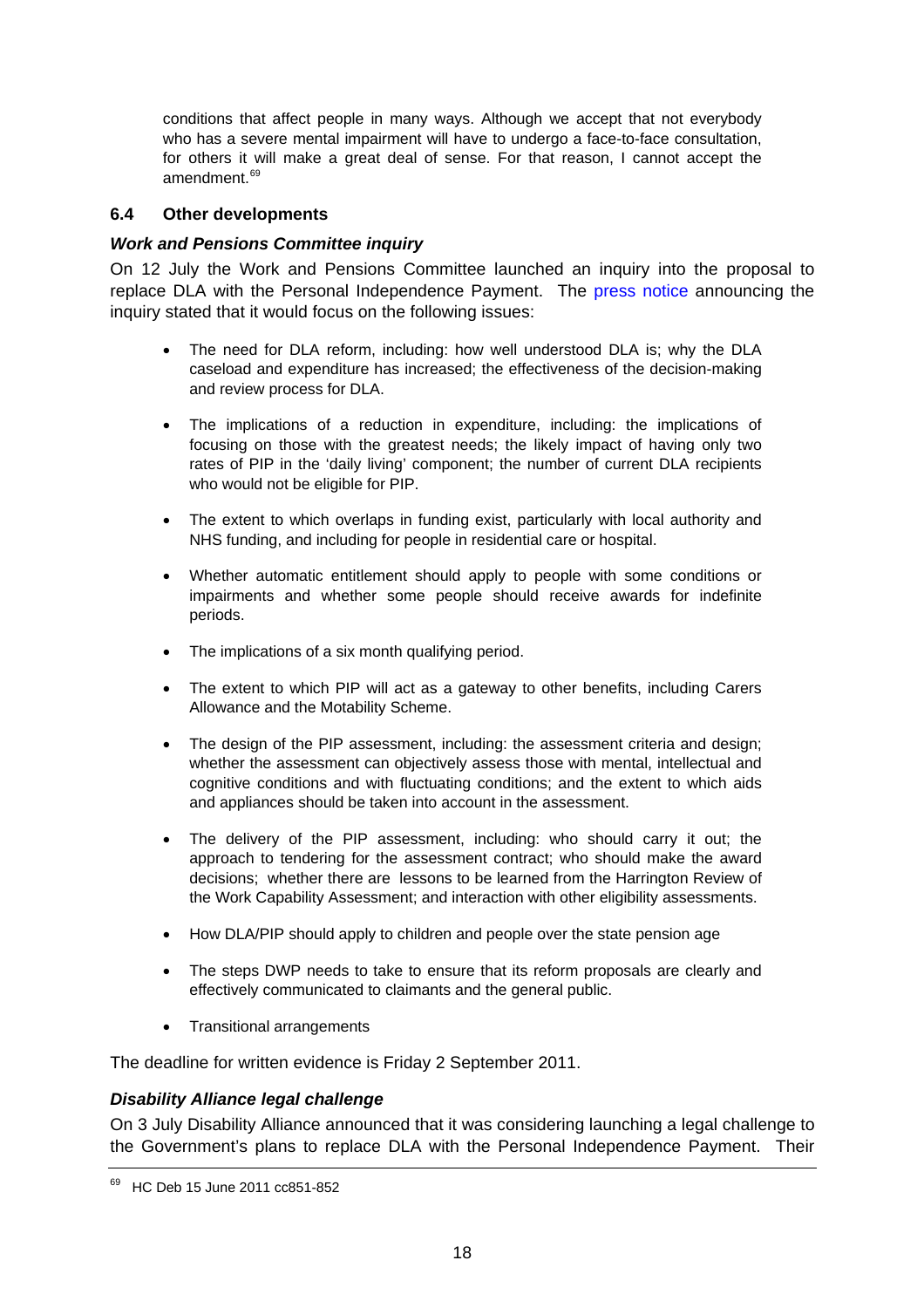conditions that affect people in many ways. Although we accept that not everybody who has a severe mental impairment will have to undergo a face-to-face consultation, for others it will make a great deal of sense. For that reason, I cannot accept the amendment.[69]

### 6.4 Other developments

#### *Work and Pensions Committee inquiry*

On 12 July the Work and Pensions Committee launched an inquiry into the proposal to replace DLA with the Personal Independence Payment. The press notice announcing the inquiry stated that it would focus on the following issues:

- The need for DLA reform, including: how well understood DLA is; why the DLA caseload and expenditure has increased; the effectiveness of the decision-making and review process for DLA.
- The implications of a reduction in expenditure, including: the implications of focusing on those with the greatest needs; the likely impact of having only two rates of PIP in the 'daily living' component; the number of current DLA recipients who would not be eligible for PIP.
- The extent to which overlaps in funding exist, particularly with local authority and NHS funding, and including for people in residential care or hospital.
- Whether automatic entitlement should apply to people with some conditions or impairments and whether some people should receive awards for indefinite periods.
- The implications of a six month qualifying period.
- The extent to which PIP will act as a gateway to other benefits, including Carers Allowance and the Motability Scheme.
- The design of the PIP assessment, including: the assessment criteria and design; whether the assessment can objectively assess those with mental, intellectual and cognitive conditions and with fluctuating conditions; and the extent to which aids and appliances should be taken into account in the assessment.
- The delivery of the PIP assessment, including: who should carry it out; the approach to tendering for the assessment contract; who should make the award decisions; whether there are lessons to be learned from the Harrington Review of the Work Capability Assessment; and interaction with other eligibility assessments.
- How DLA/PIP should apply to children and people over the state pension age
- The steps DWP needs to take to ensure that its reform proposals are clearly and effectively communicated to claimants and the general public.
- Transitional arrangements

The deadline for written evidence is Friday 2 September 2011.

#### *Disability Alliance legal challenge*

On 3 July Disability Alliance announced that it was considering launching a legal challenge to the Government's plans to replace DLA with the Personal Independence Payment. Their

[69] HC Deb 15 June 2011 cc851-852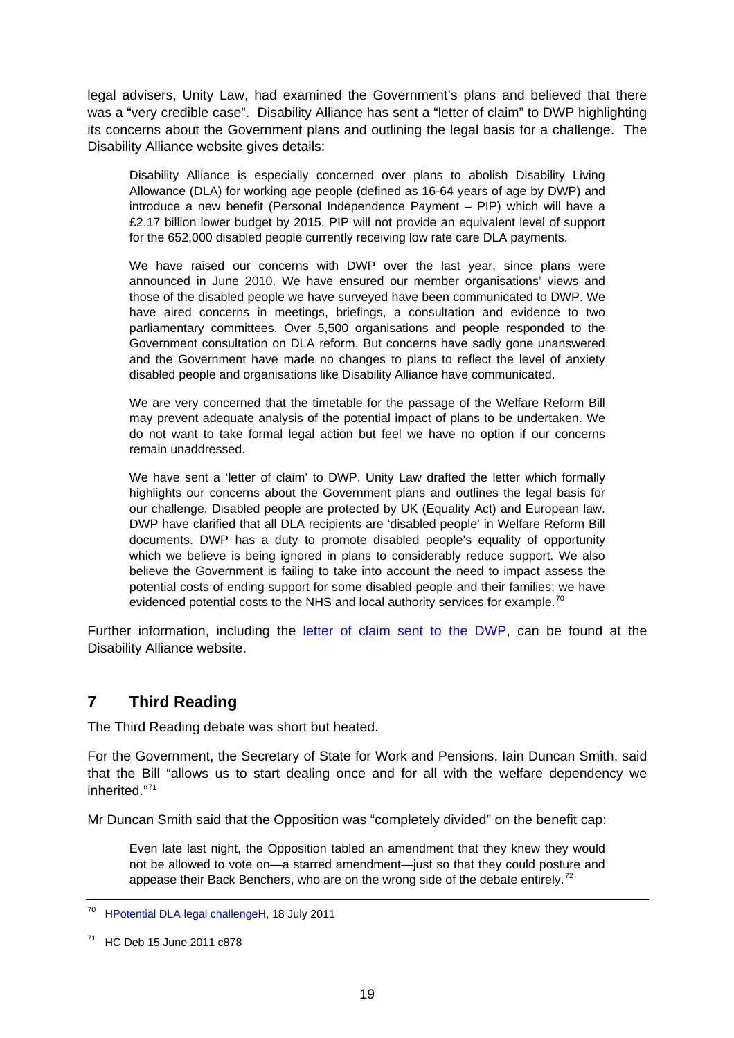legal advisers, Unity Law, had examined the Government's plans and believed that there was a "very credible case". Disability Alliance has sent a "letter of claim" to DWP highlighting its concerns about the Government plans and outlining the legal basis for a challenge. The Disability Alliance website gives details:

> Disability Alliance is especially concerned over plans to abolish Disability Living Allowance (DLA) for working age people (defined as 16-64 years of age by DWP) and introduce a new benefit (Personal Independence Payment – PIP) which will have a £2.17 billion lower budget by 2015. PIP will not provide an equivalent level of support for the 652,000 disabled people currently receiving low rate care DLA payments.
>
> We have raised our concerns with DWP over the last year, since plans were announced in June 2010. We have ensured our member organisations' views and those of the disabled people we have surveyed have been communicated to DWP. We have aired concerns in meetings, briefings, a consultation and evidence to two parliamentary committees. Over 5,500 organisations and people responded to the Government consultation on DLA reform. But concerns have sadly gone unanswered and the Government have made no changes to plans to reflect the level of anxiety disabled people and organisations like Disability Alliance have communicated.
>
> We are very concerned that the timetable for the passage of the Welfare Reform Bill may prevent adequate analysis of the potential impact of plans to be undertaken. We do not want to take formal legal action but feel we have no option if our concerns remain unaddressed.
>
> We have sent a 'letter of claim' to DWP. Unity Law drafted the letter which formally highlights our concerns about the Government plans and outlines the legal basis for our challenge. Disabled people are protected by UK (Equality Act) and European law. DWP have clarified that all DLA recipients are 'disabled people' in Welfare Reform Bill documents. DWP has a duty to promote disabled people's equality of opportunity which we believe is being ignored in plans to considerably reduce support. We also believe the Government is failing to take into account the need to impact assess the potential costs of ending support for some disabled people and their families; we have evidenced potential costs to the NHS and local authority services for example.[70]

Further information, including the letter of claim sent to the DWP, can be found at the Disability Alliance website.

## 7 Third Reading

The Third Reading debate was short but heated.

For the Government, the Secretary of State for Work and Pensions, Iain Duncan Smith, said that the Bill "allows us to start dealing once and for all with the welfare dependency we inherited."[71]

Mr Duncan Smith said that the Opposition was "completely divided" on the benefit cap:

> Even late last night, the Opposition tabled an amendment that they knew they would not be allowed to vote on—a starred amendment—just so that they could posture and appease their Back Benchers, who are on the wrong side of the debate entirely.[72]

---

[70] HPotential DLA legal challengeH, 18 July 2011

[71] HC Deb 15 June 2011 c878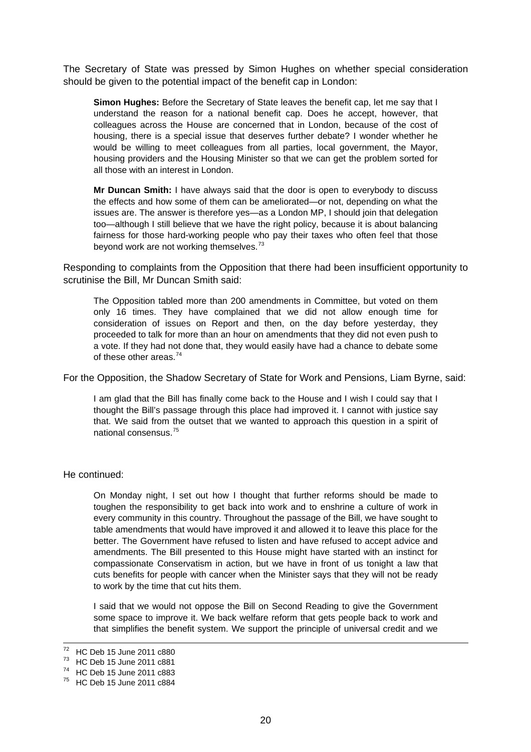The Secretary of State was pressed by Simon Hughes on whether special consideration should be given to the potential impact of the benefit cap in London:

> **Simon Hughes:** Before the Secretary of State leaves the benefit cap, let me say that I understand the reason for a national benefit cap. Does he accept, however, that colleagues across the House are concerned that in London, because of the cost of housing, there is a special issue that deserves further debate? I wonder whether he would be willing to meet colleagues from all parties, local government, the Mayor, housing providers and the Housing Minister so that we can get the problem sorted for all those with an interest in London.
>
> **Mr Duncan Smith:** I have always said that the door is open to everybody to discuss the effects and how some of them can be ameliorated—or not, depending on what the issues are. The answer is therefore yes—as a London MP, I should join that delegation too—although I still believe that we have the right policy, because it is about balancing fairness for those hard-working people who pay their taxes who often feel that those beyond work are not working themselves.[73]

Responding to complaints from the Opposition that there had been insufficient opportunity to scrutinise the Bill, Mr Duncan Smith said:

> The Opposition tabled more than 200 amendments in Committee, but voted on them only 16 times. They have complained that we did not allow enough time for consideration of issues on Report and then, on the day before yesterday, they proceeded to talk for more than an hour on amendments that they did not even push to a vote. If they had not done that, they would easily have had a chance to debate some of these other areas.[74]

For the Opposition, the Shadow Secretary of State for Work and Pensions, Liam Byrne, said:

> I am glad that the Bill has finally come back to the House and I wish I could say that I thought the Bill's passage through this place had improved it. I cannot with justice say that. We said from the outset that we wanted to approach this question in a spirit of national consensus.[75]

He continued:

> On Monday night, I set out how I thought that further reforms should be made to toughen the responsibility to get back into work and to enshrine a culture of work in every community in this country. Throughout the passage of the Bill, we have sought to table amendments that would have improved it and allowed it to leave this place for the better. The Government have refused to listen and have refused to accept advice and amendments. The Bill presented to this House might have started with an instinct for compassionate Conservatism in action, but we have in front of us tonight a law that cuts benefits for people with cancer when the Minister says that they will not be ready to work by the time that cut hits them.
>
> I said that we would not oppose the Bill on Second Reading to give the Government some space to improve it. We back welfare reform that gets people back to work and that simplifies the benefit system. We support the principle of universal credit and we

---

[72] HC Deb 15 June 2011 c880
[73] HC Deb 15 June 2011 c881
[74] HC Deb 15 June 2011 c883
[75] HC Deb 15 June 2011 c884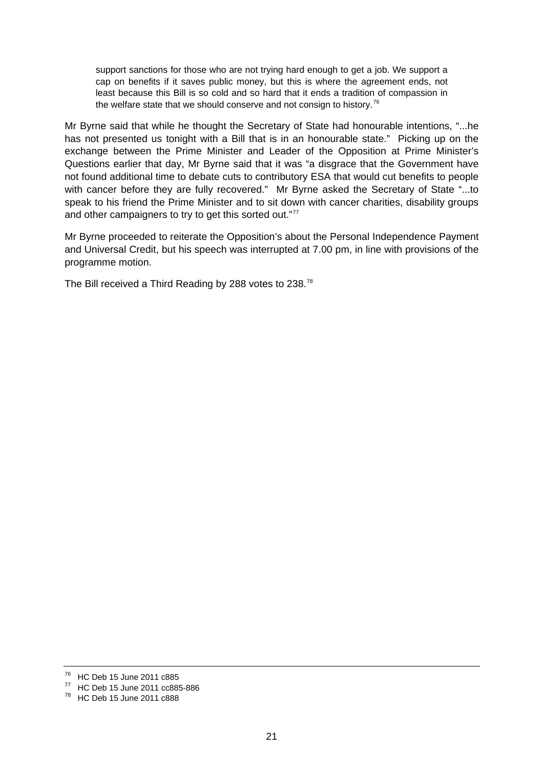> support sanctions for those who are not trying hard enough to get a job. We support a cap on benefits if it saves public money, but this is where the agreement ends, not least because this Bill is so cold and so hard that it ends a tradition of compassion in the welfare state that we should conserve and not consign to history.[76]

Mr Byrne said that while he thought the Secretary of State had honourable intentions, "...he has not presented us tonight with a Bill that is in an honourable state." Picking up on the exchange between the Prime Minister and Leader of the Opposition at Prime Minister's Questions earlier that day, Mr Byrne said that it was "a disgrace that the Government have not found additional time to debate cuts to contributory ESA that would cut benefits to people with cancer before they are fully recovered." Mr Byrne asked the Secretary of State "...to speak to his friend the Prime Minister and to sit down with cancer charities, disability groups and other campaigners to try to get this sorted out."[77]

Mr Byrne proceeded to reiterate the Opposition's about the Personal Independence Payment and Universal Credit, but his speech was interrupted at 7.00 pm, in line with provisions of the programme motion.

The Bill received a Third Reading by 288 votes to 238.[78]

---

[76] HC Deb 15 June 2011 c885

[77] HC Deb 15 June 2011 cc885-886

[78] HC Deb 15 June 2011 c888